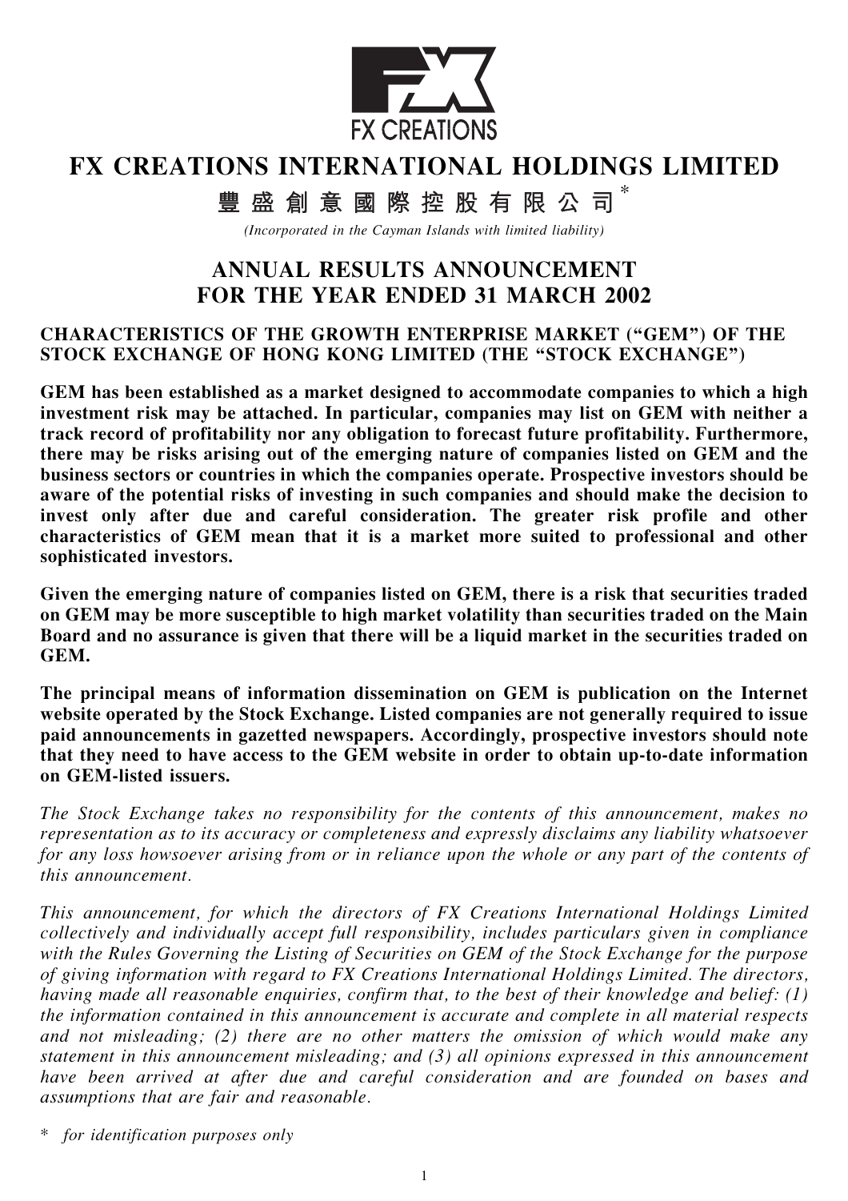FX CREATIONS

# FX CREATIONS INTERNATIONAL HOLDINGS LIMITED

## 豐盛創意國際控股有限公司*

*(Incorporated in the Cayman Islands with limited liability)*

# ANNUAL RESULTS ANNOUNCEMENT FOR THE YEAR ENDED 31 MARCH 2002

### CHARACTERISTICS OF THE GROWTH ENTERPRISE MARKET ("GEM") OF THE STOCK EXCHANGE OF HONG KONG LIMITED (THE "STOCK EXCHANGE")

**GEM has been established as a market designed to accommodate companies to which a high investment risk may be attached. In particular, companies may list on GEM with neither a track record of profitability nor any obligation to forecast future profitability. Furthermore, there may be risks arising out of the emerging nature of companies listed on GEM and the business sectors or countries in which the companies operate. Prospective investors should be aware of the potential risks of investing in such companies and should make the decision to invest only after due and careful consideration. The greater risk profile and other characteristics of GEM mean that it is a market more suited to professional and other sophisticated investors.**

**Given the emerging nature of companies listed on GEM, there is a risk that securities traded on GEM may be more susceptible to high market volatility than securities traded on the Main Board and no assurance is given that there will be a liquid market in the securities traded on GEM.**

**The principal means of information dissemination on GEM is publication on the Internet website operated by the Stock Exchange. Listed companies are not generally required to issue paid announcements in gazetted newspapers. Accordingly, prospective investors should note that they need to have access to the GEM website in order to obtain up-to-date information on GEM-listed issuers.**

*The Stock Exchange takes no responsibility for the contents of this announcement, makes no representation as to its accuracy or completeness and expressly disclaims any liability whatsoever for any loss howsoever arising from or in reliance upon the whole or any part of the contents of this announcement.*

*This announcement, for which the directors of FX Creations International Holdings Limited collectively and individually accept full responsibility, includes particulars given in compliance with the Rules Governing the Listing of Securities on GEM of the Stock Exchange for the purpose of giving information with regard to FX Creations International Holdings Limited. The directors, having made all reasonable enquiries, confirm that, to the best of their knowledge and belief: (1) the information contained in this announcement is accurate and complete in all material respects and not misleading; (2) there are no other matters the omission of which would make any statement in this announcement misleading; and (3) all opinions expressed in this announcement have been arrived at after due and careful consideration and are founded on bases and assumptions that are fair and reasonable.*

\* *for identification purposes only*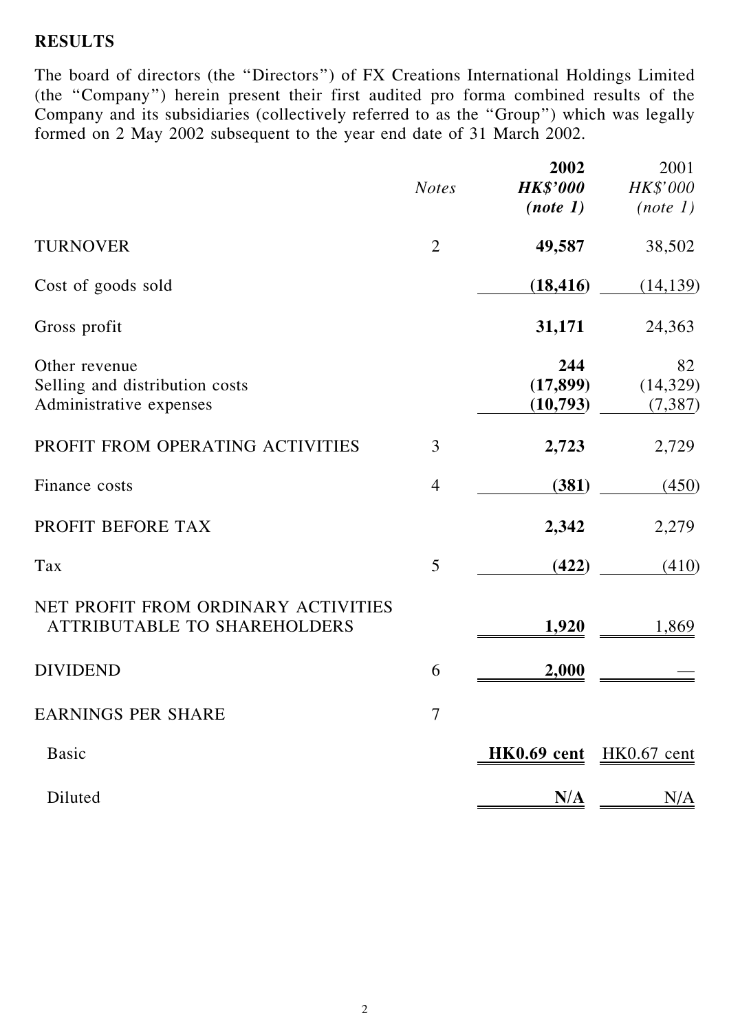## RESULTS

The board of directors (the "Directors") of FX Creations International Holdings Limited (the "Company") herein present their first audited pro forma combined results of the Company and its subsidiaries (collectively referred to as the "Group") which was legally formed on 2 May 2002 subsequent to the year end date of 31 March 2002.

| | *Notes* | **2002** | 2001 |
|---|---|---|---|
| | | ***HK$'000*** | *HK$'000* |
| | | ***(note 1)*** | *(note 1)* |
| TURNOVER | 2 | **49,587** | 38,502 |
| Cost of goods sold | | **(18,416)** | (14,139) |
| Gross profit | | **31,171** | 24,363 |
| Other revenue | | **244** | 82 |
| Selling and distribution costs | | **(17,899)** | (14,329) |
| Administrative expenses | | **(10,793)** | (7,387) |
| PROFIT FROM OPERATING ACTIVITIES | 3 | **2,723** | 2,729 |
| Finance costs | 4 | **(381)** | (450) |
| PROFIT BEFORE TAX | | **2,342** | 2,279 |
| Tax | 5 | **(422)** | (410) |
| NET PROFIT FROM ORDINARY ACTIVITIES ATTRIBUTABLE TO SHAREHOLDERS | | **1,920** | 1,869 |
| DIVIDEND | 6 | **2,000** | — |
| EARNINGS PER SHARE | 7 | | |
| Basic | | **HK0.69 cent** | HK0.67 cent |
| Diluted | | **N/A** | N/A |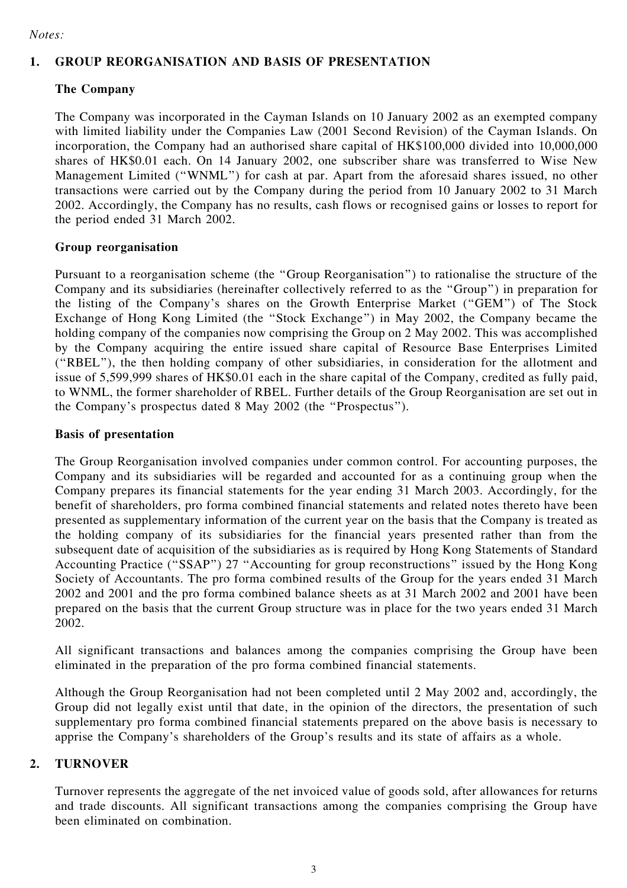*Notes:*

## 1. GROUP REORGANISATION AND BASIS OF PRESENTATION

### The Company

The Company was incorporated in the Cayman Islands on 10 January 2002 as an exempted company with limited liability under the Companies Law (2001 Second Revision) of the Cayman Islands. On incorporation, the Company had an authorised share capital of HK$100,000 divided into 10,000,000 shares of HK$0.01 each. On 14 January 2002, one subscriber share was transferred to Wise New Management Limited ("WNML") for cash at par. Apart from the aforesaid shares issued, no other transactions were carried out by the Company during the period from 10 January 2002 to 31 March 2002. Accordingly, the Company has no results, cash flows or recognised gains or losses to report for the period ended 31 March 2002.

### Group reorganisation

Pursuant to a reorganisation scheme (the "Group Reorganisation") to rationalise the structure of the Company and its subsidiaries (hereinafter collectively referred to as the "Group") in preparation for the listing of the Company's shares on the Growth Enterprise Market ("GEM") of The Stock Exchange of Hong Kong Limited (the "Stock Exchange") in May 2002, the Company became the holding company of the companies now comprising the Group on 2 May 2002. This was accomplished by the Company acquiring the entire issued share capital of Resource Base Enterprises Limited ("RBEL"), the then holding company of other subsidiaries, in consideration for the allotment and issue of 5,599,999 shares of HK$0.01 each in the share capital of the Company, credited as fully paid, to WNML, the former shareholder of RBEL. Further details of the Group Reorganisation are set out in the Company's prospectus dated 8 May 2002 (the "Prospectus").

### Basis of presentation

The Group Reorganisation involved companies under common control. For accounting purposes, the Company and its subsidiaries will be regarded and accounted for as a continuing group when the Company prepares its financial statements for the year ending 31 March 2003. Accordingly, for the benefit of shareholders, pro forma combined financial statements and related notes thereto have been presented as supplementary information of the current year on the basis that the Company is treated as the holding company of its subsidiaries for the financial years presented rather than from the subsequent date of acquisition of the subsidiaries as is required by Hong Kong Statements of Standard Accounting Practice ("SSAP") 27 "Accounting for group reconstructions" issued by the Hong Kong Society of Accountants. The pro forma combined results of the Group for the years ended 31 March 2002 and 2001 and the pro forma combined balance sheets as at 31 March 2002 and 2001 have been prepared on the basis that the current Group structure was in place for the two years ended 31 March 2002.

All significant transactions and balances among the companies comprising the Group have been eliminated in the preparation of the pro forma combined financial statements.

Although the Group Reorganisation had not been completed until 2 May 2002 and, accordingly, the Group did not legally exist until that date, in the opinion of the directors, the presentation of such supplementary pro forma combined financial statements prepared on the above basis is necessary to apprise the Company's shareholders of the Group's results and its state of affairs as a whole.

## 2. TURNOVER

Turnover represents the aggregate of the net invoiced value of goods sold, after allowances for returns and trade discounts. All significant transactions among the companies comprising the Group have been eliminated on combination.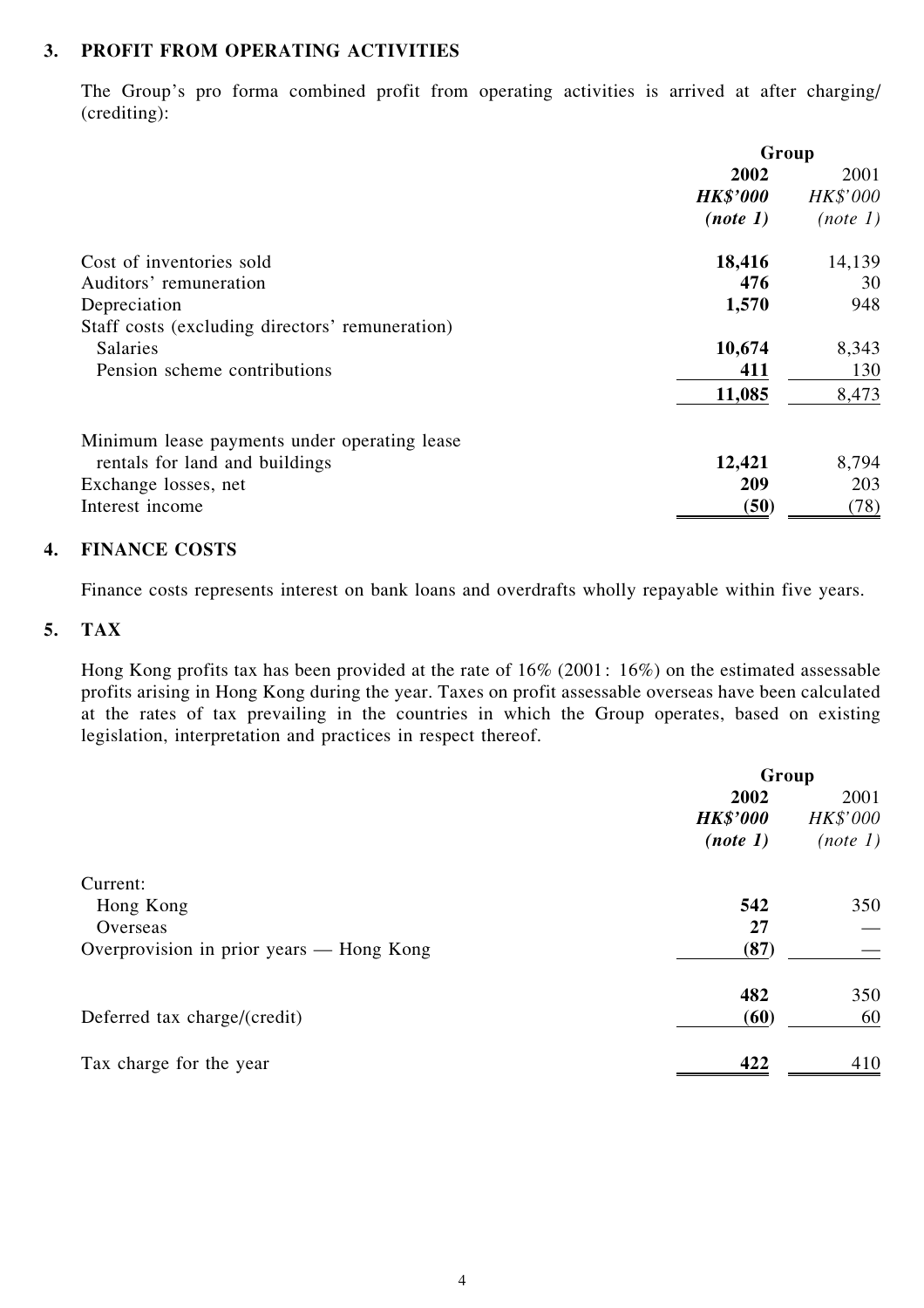## 3. PROFIT FROM OPERATING ACTIVITIES

The Group's pro forma combined profit from operating activities is arrived at after charging/(crediting):

| | Group | |
|---|---|---|
| | **2002** | 2001 |
| | ***HK$'000*** | *HK$'000* |
| | ***(note 1)*** | *(note 1)* |
| Cost of inventories sold | **18,416** | 14,139 |
| Auditors' remuneration | **476** | 30 |
| Depreciation | **1,570** | 948 |
| Staff costs (excluding directors' remuneration) | | |
| Salaries | **10,674** | 8,343 |
| Pension scheme contributions | **411** | 130 |
| | **11,085** | 8,473 |
| Minimum lease payments under operating lease rentals for land and buildings | **12,421** | 8,794 |
| Exchange losses, net | **209** | 203 |
| Interest income | **(50)** | (78) |

## 4. FINANCE COSTS

Finance costs represents interest on bank loans and overdrafts wholly repayable within five years.

## 5. TAX

Hong Kong profits tax has been provided at the rate of 16% (2001: 16%) on the estimated assessable profits arising in Hong Kong during the year. Taxes on profit assessable overseas have been calculated at the rates of tax prevailing in the countries in which the Group operates, based on existing legislation, interpretation and practices in respect thereof.

| | Group | |
|---|---|---|
| | **2002** | 2001 |
| | ***HK$'000*** | *HK$'000* |
| | ***(note 1)*** | *(note 1)* |
| Current: | | |
| Hong Kong | **542** | 350 |
| Overseas | **27** | — |
| Overprovision in prior years — Hong Kong | **(87)** | — |
| | **482** | 350 |
| Deferred tax charge/(credit) | **(60)** | 60 |
| Tax charge for the year | **422** | 410 |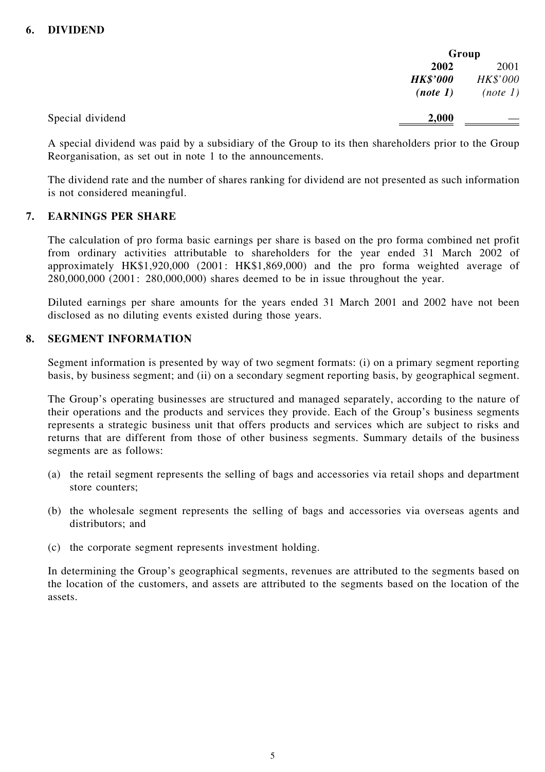## 6. DIVIDEND

| | Group | |
|---|---|---|
| | **2002** | 2001 |
| | ***HK$'000*** | *HK$'000* |
| | ***(note 1)*** | *(note 1)* |
| Special dividend | **2,000** | — |

A special dividend was paid by a subsidiary of the Group to its then shareholders prior to the Group Reorganisation, as set out in note 1 to the announcements.

The dividend rate and the number of shares ranking for dividend are not presented as such information is not considered meaningful.

## 7. EARNINGS PER SHARE

The calculation of pro forma basic earnings per share is based on the pro forma combined net profit from ordinary activities attributable to shareholders for the year ended 31 March 2002 of approximately HK$1,920,000 (2001: HK$1,869,000) and the pro forma weighted average of 280,000,000 (2001: 280,000,000) shares deemed to be in issue throughout the year.

Diluted earnings per share amounts for the years ended 31 March 2001 and 2002 have not been disclosed as no diluting events existed during those years.

## 8. SEGMENT INFORMATION

Segment information is presented by way of two segment formats: (i) on a primary segment reporting basis, by business segment; and (ii) on a secondary segment reporting basis, by geographical segment.

The Group's operating businesses are structured and managed separately, according to the nature of their operations and the products and services they provide. Each of the Group's business segments represents a strategic business unit that offers products and services which are subject to risks and returns that are different from those of other business segments. Summary details of the business segments are as follows:

(a) the retail segment represents the selling of bags and accessories via retail shops and department store counters;

(b) the wholesale segment represents the selling of bags and accessories via overseas agents and distributors; and

(c) the corporate segment represents investment holding.

In determining the Group's geographical segments, revenues are attributed to the segments based on the location of the customers, and assets are attributed to the segments based on the location of the assets.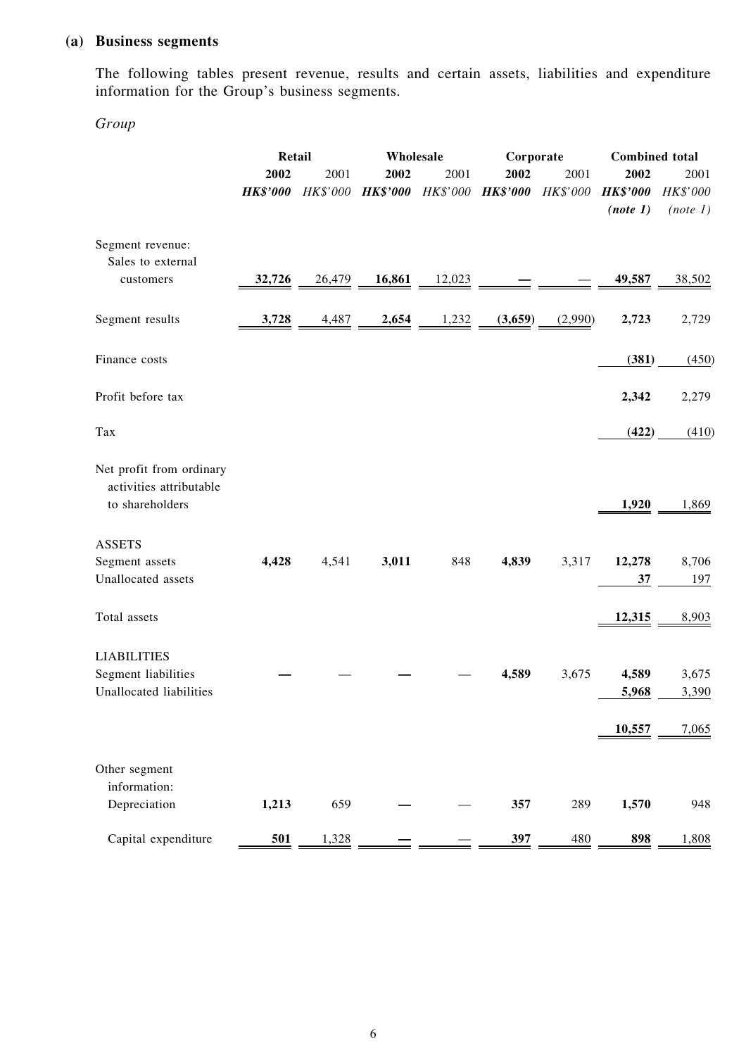### (a) Business segments

The following tables present revenue, results and certain assets, liabilities and expenditure information for the Group's business segments.

*Group*

| | Retail | | Wholesale | | Corporate | | Combined total | |
|---|---|---|---|---|---|---|---|---|
| | **2002** | 2001 | **2002** | 2001 | **2002** | 2001 | **2002** | 2001 |
| | ***HK$'000*** | *HK$'000* | ***HK$'000*** | *HK$'000* | ***HK$'000*** | *HK$'000* | ***HK$'000*** | *HK$'000* |
| | | | | | | | ***(note 1)*** | *(note 1)* |
| Segment revenue: | | | | | | | | |
| Sales to external customers | **32,726** | 26,479 | **16,861** | 12,023 | **—** | — | **49,587** | 38,502 |
| Segment results | **3,728** | 4,487 | **2,654** | 1,232 | **(3,659)** | (2,990) | **2,723** | 2,729 |
| Finance costs | | | | | | | **(381)** | (450) |
| Profit before tax | | | | | | | **2,342** | 2,279 |
| Tax | | | | | | | **(422)** | (410) |
| Net profit from ordinary activities attributable to shareholders | | | | | | | **1,920** | 1,869 |
| ASSETS | | | | | | | | |
| Segment assets | **4,428** | 4,541 | **3,011** | 848 | **4,839** | 3,317 | **12,278** | 8,706 |
| Unallocated assets | | | | | | | **37** | 197 |
| Total assets | | | | | | | **12,315** | 8,903 |
| LIABILITIES | | | | | | | | |
| Segment liabilities | **—** | — | **—** | — | **4,589** | 3,675 | **4,589** | 3,675 |
| Unallocated liabilities | | | | | | | **5,968** | 3,390 |
| | | | | | | | **10,557** | 7,065 |
| Other segment information: | | | | | | | | |
| Depreciation | **1,213** | 659 | **—** | — | **357** | 289 | **1,570** | 948 |
| Capital expenditure | **501** | 1,328 | **—** | — | **397** | 480 | **898** | 1,808 |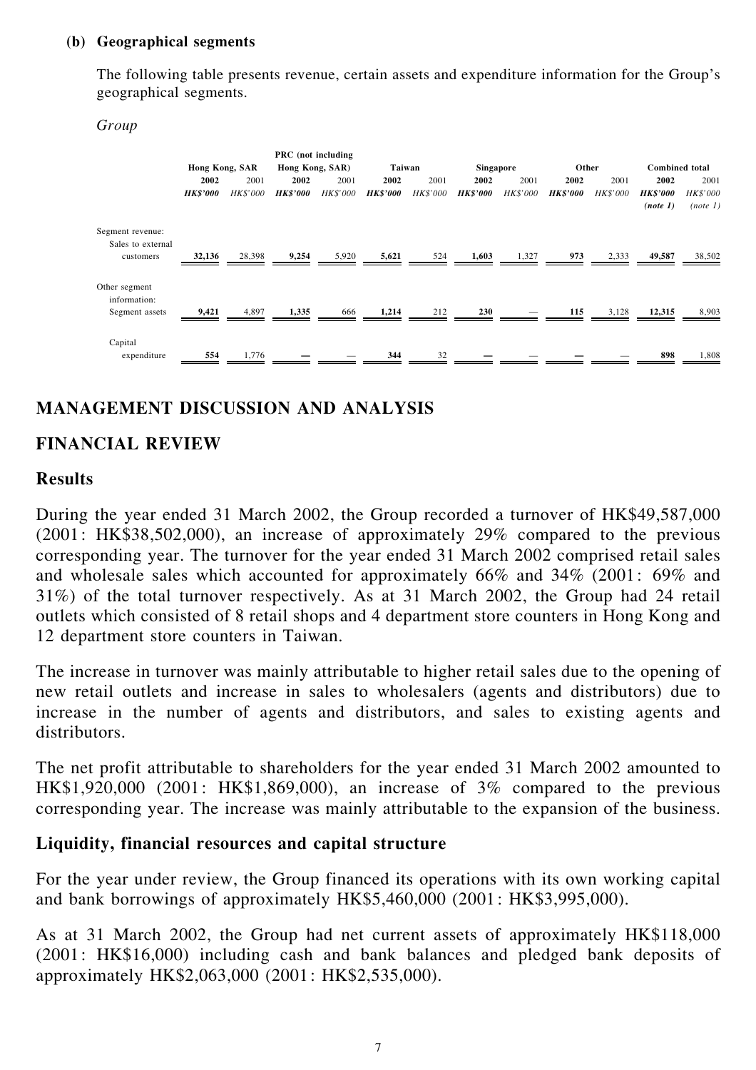**(b) Geographical segments**

The following table presents revenue, certain assets and expenditure information for the Group's geographical segments.

*Group*

| | Hong Kong, SAR | | PRC (not including Hong Kong, SAR) | | Taiwan | | Singapore | | Other | | Combined total | |
|---|---|---|---|---|---|---|---|---|---|---|---|---|
| | **2002** | 2001 | **2002** | 2001 | **2002** | 2001 | **2002** | 2001 | **2002** | 2001 | **2002** | 2001 |
| | ***HK$'000*** | *HK$'000* | ***HK$'000*** | *HK$'000* | ***HK$'000*** | *HK$'000* | ***HK$'000*** | *HK$'000* | ***HK$'000*** | *HK$'000* | ***HK$'000*** ***(note 1)*** | *HK$'000* *(note 1)* |
| Segment revenue: Sales to external customers | **32,136** | 28,398 | **9,254** | 5,920 | **5,621** | 524 | **1,603** | 1,327 | **973** | 2,333 | **49,587** | 38,502 |
| Other segment information: Segment assets | **9,421** | 4,897 | **1,335** | 666 | **1,214** | 212 | **230** | — | **115** | 3,128 | **12,315** | 8,903 |
| Capital expenditure | **554** | 1,776 | **—** | — | **344** | 32 | **—** | — | **—** | — | **898** | 1,808 |

## MANAGEMENT DISCUSSION AND ANALYSIS

## FINANCIAL REVIEW

### Results

During the year ended 31 March 2002, the Group recorded a turnover of HK$49,587,000 (2001: HK$38,502,000), an increase of approximately 29% compared to the previous corresponding year. The turnover for the year ended 31 March 2002 comprised retail sales and wholesale sales which accounted for approximately 66% and 34% (2001: 69% and 31%) of the total turnover respectively. As at 31 March 2002, the Group had 24 retail outlets which consisted of 8 retail shops and 4 department store counters in Hong Kong and 12 department store counters in Taiwan.

The increase in turnover was mainly attributable to higher retail sales due to the opening of new retail outlets and increase in sales to wholesalers (agents and distributors) due to increase in the number of agents and distributors, and sales to existing agents and distributors.

The net profit attributable to shareholders for the year ended 31 March 2002 amounted to HK$1,920,000 (2001: HK$1,869,000), an increase of 3% compared to the previous corresponding year. The increase was mainly attributable to the expansion of the business.

### Liquidity, financial resources and capital structure

For the year under review, the Group financed its operations with its own working capital and bank borrowings of approximately HK$5,460,000 (2001: HK$3,995,000).

As at 31 March 2002, the Group had net current assets of approximately HK$118,000 (2001: HK$16,000) including cash and bank balances and pledged bank deposits of approximately HK$2,063,000 (2001: HK$2,535,000).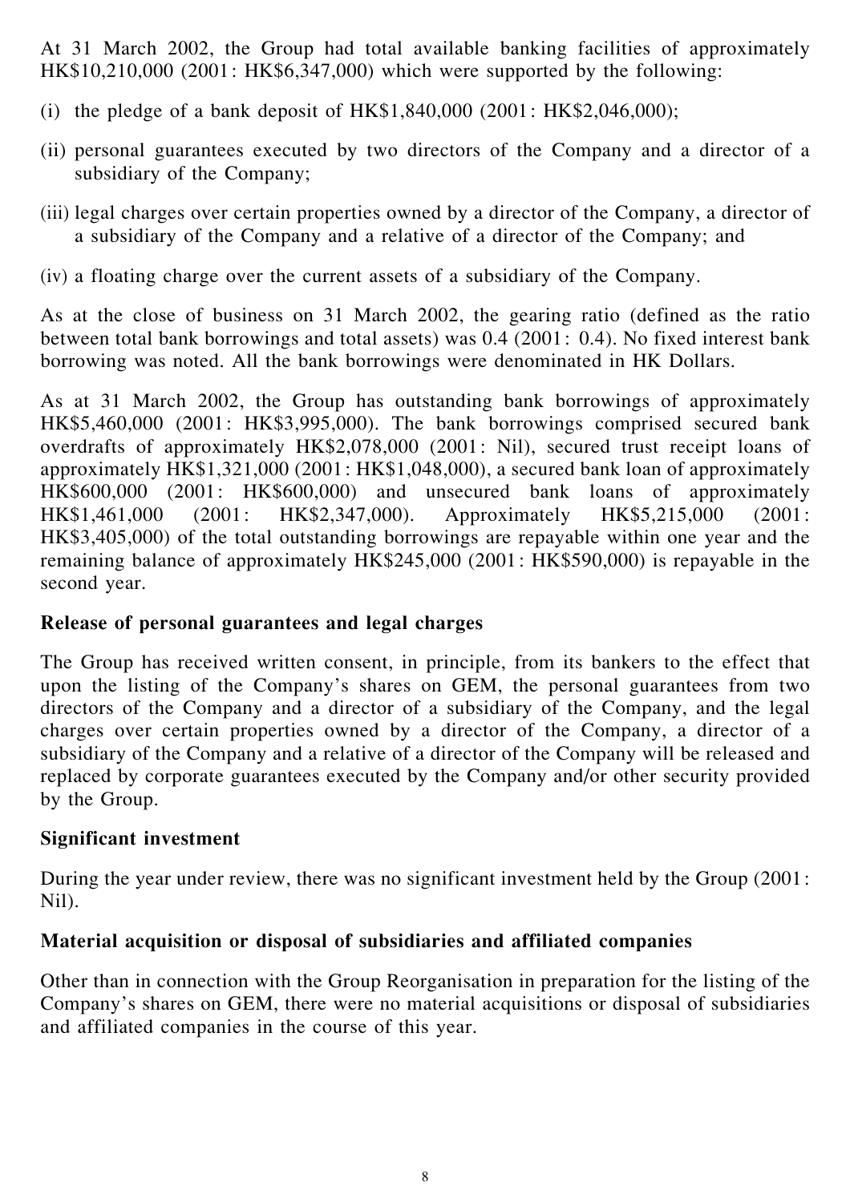At 31 March 2002, the Group had total available banking facilities of approximately HK$10,210,000 (2001: HK$6,347,000) which were supported by the following:

(i) the pledge of a bank deposit of HK$1,840,000 (2001: HK$2,046,000);

(ii) personal guarantees executed by two directors of the Company and a director of a subsidiary of the Company;

(iii) legal charges over certain properties owned by a director of the Company, a director of a subsidiary of the Company and a relative of a director of the Company; and

(iv) a floating charge over the current assets of a subsidiary of the Company.

As at the close of business on 31 March 2002, the gearing ratio (defined as the ratio between total bank borrowings and total assets) was 0.4 (2001: 0.4). No fixed interest bank borrowing was noted. All the bank borrowings were denominated in HK Dollars.

As at 31 March 2002, the Group has outstanding bank borrowings of approximately HK$5,460,000 (2001: HK$3,995,000). The bank borrowings comprised secured bank overdrafts of approximately HK$2,078,000 (2001: Nil), secured trust receipt loans of approximately HK$1,321,000 (2001: HK$1,048,000), a secured bank loan of approximately HK$600,000 (2001: HK$600,000) and unsecured bank loans of approximately HK$1,461,000 (2001: HK$2,347,000). Approximately HK$5,215,000 (2001: HK$3,405,000) of the total outstanding borrowings are repayable within one year and the remaining balance of approximately HK$245,000 (2001: HK$590,000) is repayable in the second year.

**Release of personal guarantees and legal charges**

The Group has received written consent, in principle, from its bankers to the effect that upon the listing of the Company's shares on GEM, the personal guarantees from two directors of the Company and a director of a subsidiary of the Company, and the legal charges over certain properties owned by a director of the Company, a director of a subsidiary of the Company and a relative of a director of the Company will be released and replaced by corporate guarantees executed by the Company and/or other security provided by the Group.

**Significant investment**

During the year under review, there was no significant investment held by the Group (2001: Nil).

**Material acquisition or disposal of subsidiaries and affiliated companies**

Other than in connection with the Group Reorganisation in preparation for the listing of the Company's shares on GEM, there were no material acquisitions or disposal of subsidiaries and affiliated companies in the course of this year.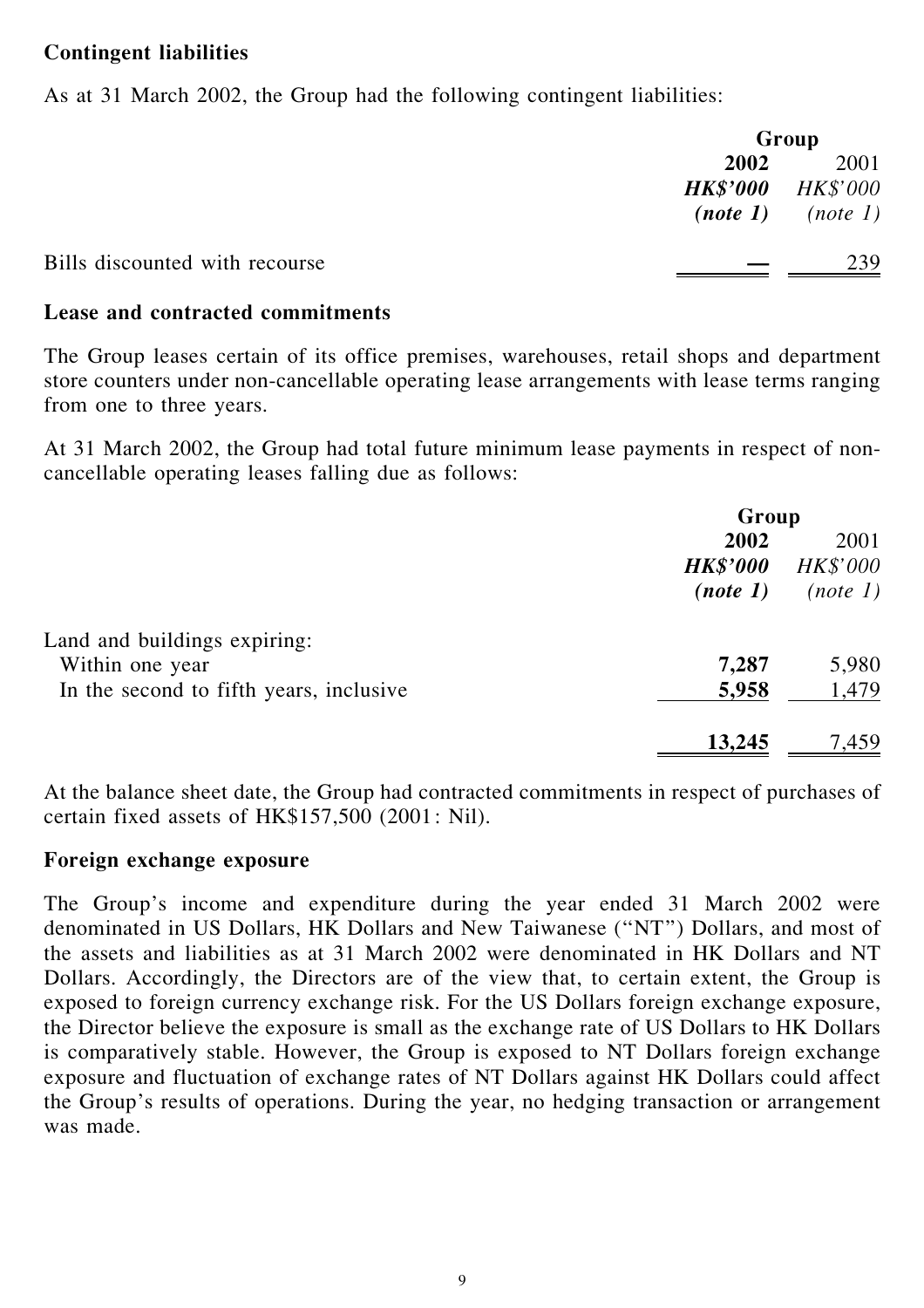**Contingent liabilities**

As at 31 March 2002, the Group had the following contingent liabilities:

| | Group | |
|---|---|---|
| | **2002** | 2001 |
| | ***HK$'000*** | *HK$'000* |
| | ***(note 1)*** | *(note 1)* |
| Bills discounted with recourse | **—** | 239 |

**Lease and contracted commitments**

The Group leases certain of its office premises, warehouses, retail shops and department store counters under non-cancellable operating lease arrangements with lease terms ranging from one to three years.

At 31 March 2002, the Group had total future minimum lease payments in respect of non-cancellable operating leases falling due as follows:

| | Group | |
|---|---|---|
| | **2002** | 2001 |
| | ***HK$'000*** | *HK$'000* |
| | ***(note 1)*** | *(note 1)* |
| Land and buildings expiring: | | |
| Within one year | **7,287** | 5,980 |
| In the second to fifth years, inclusive | **5,958** | 1,479 |
| | **13,245** | 7,459 |

At the balance sheet date, the Group had contracted commitments in respect of purchases of certain fixed assets of HK$157,500 (2001: Nil).

**Foreign exchange exposure**

The Group's income and expenditure during the year ended 31 March 2002 were denominated in US Dollars, HK Dollars and New Taiwanese ("NT") Dollars, and most of the assets and liabilities as at 31 March 2002 were denominated in HK Dollars and NT Dollars. Accordingly, the Directors are of the view that, to certain extent, the Group is exposed to foreign currency exchange risk. For the US Dollars foreign exchange exposure, the Director believe the exposure is small as the exchange rate of US Dollars to HK Dollars is comparatively stable. However, the Group is exposed to NT Dollars foreign exchange exposure and fluctuation of exchange rates of NT Dollars against HK Dollars could affect the Group's results of operations. During the year, no hedging transaction or arrangement was made.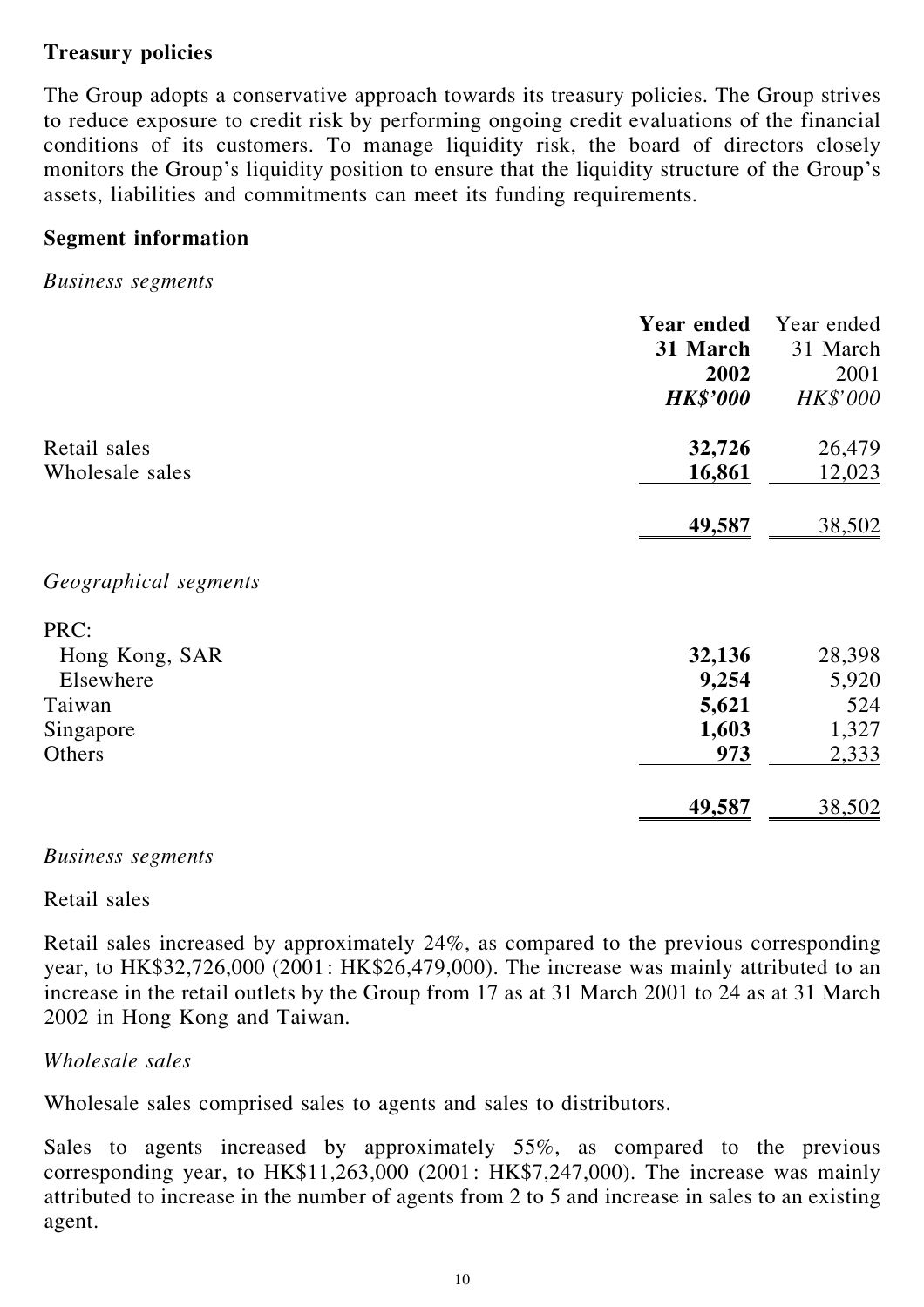**Treasury policies**

The Group adopts a conservative approach towards its treasury policies. The Group strives to reduce exposure to credit risk by performing ongoing credit evaluations of the financial conditions of its customers. To manage liquidity risk, the board of directors closely monitors the Group's liquidity position to ensure that the liquidity structure of the Group's assets, liabilities and commitments can meet its funding requirements.

**Segment information**

*Business segments*

| | **Year ended 31 March 2002** ***HK$'000*** | Year ended 31 March 2001 *HK$'000* |
|---|---|---|
| Retail sales | **32,726** | 26,479 |
| Wholesale sales | **16,861** | 12,023 |
| | **49,587** | 38,502 |

*Geographical segments*

| | **Year ended 31 March 2002** ***HK$'000*** | Year ended 31 March 2001 *HK$'000* |
|---|---|---|
| PRC: | | |
| Hong Kong, SAR | **32,136** | 28,398 |
| Elsewhere | **9,254** | 5,920 |
| Taiwan | **5,621** | 524 |
| Singapore | **1,603** | 1,327 |
| Others | **973** | 2,333 |
| | **49,587** | 38,502 |

*Business segments*

Retail sales

Retail sales increased by approximately 24%, as compared to the previous corresponding year, to HK$32,726,000 (2001: HK$26,479,000). The increase was mainly attributed to an increase in the retail outlets by the Group from 17 as at 31 March 2001 to 24 as at 31 March 2002 in Hong Kong and Taiwan.

*Wholesale sales*

Wholesale sales comprised sales to agents and sales to distributors.

Sales to agents increased by approximately 55%, as compared to the previous corresponding year, to HK$11,263,000 (2001: HK$7,247,000). The increase was mainly attributed to increase in the number of agents from 2 to 5 and increase in sales to an existing agent.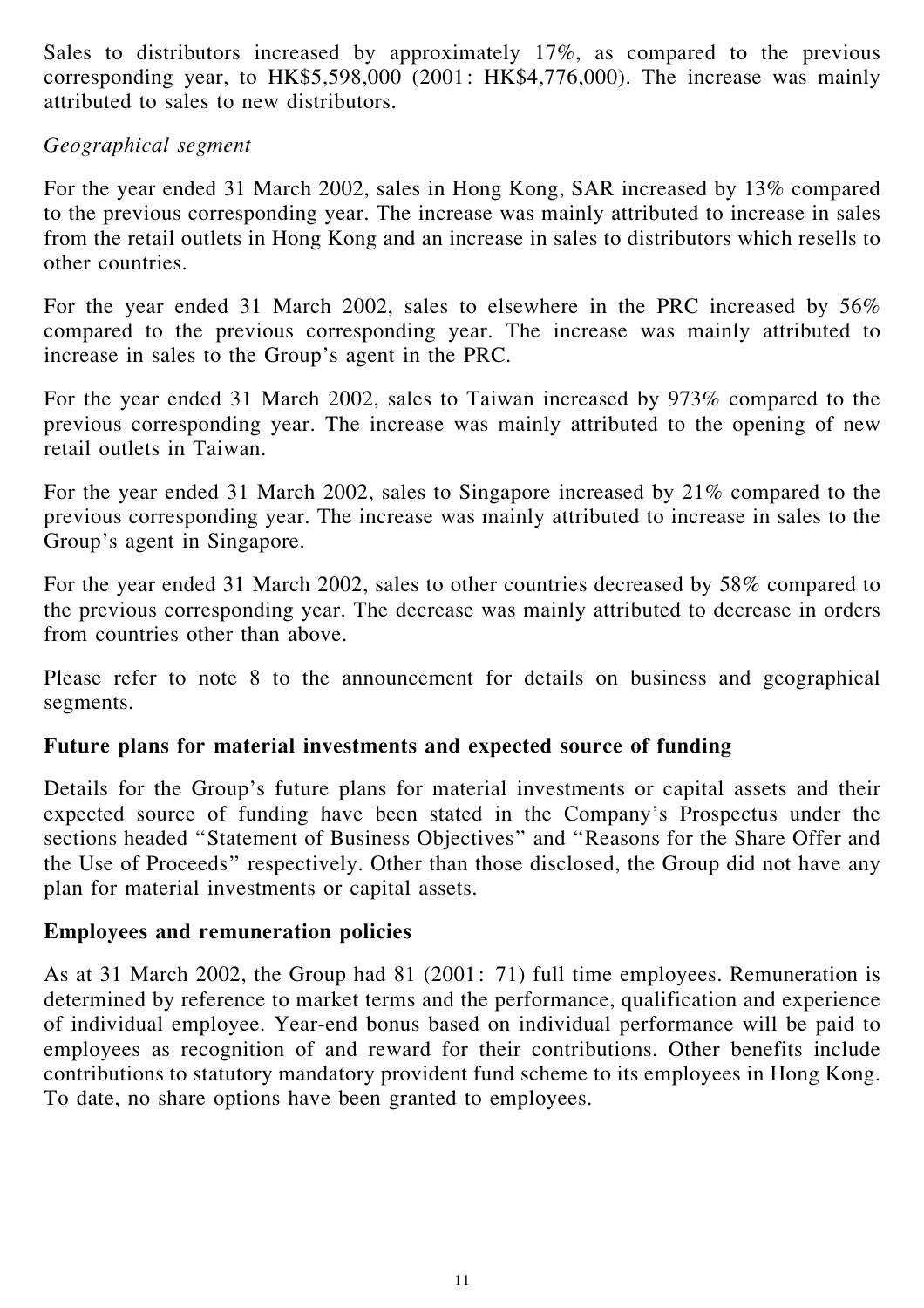Sales to distributors increased by approximately 17%, as compared to the previous corresponding year, to HK$5,598,000 (2001: HK$4,776,000). The increase was mainly attributed to sales to new distributors.

*Geographical segment*

For the year ended 31 March 2002, sales in Hong Kong, SAR increased by 13% compared to the previous corresponding year. The increase was mainly attributed to increase in sales from the retail outlets in Hong Kong and an increase in sales to distributors which resells to other countries.

For the year ended 31 March 2002, sales to elsewhere in the PRC increased by 56% compared to the previous corresponding year. The increase was mainly attributed to increase in sales to the Group's agent in the PRC.

For the year ended 31 March 2002, sales to Taiwan increased by 973% compared to the previous corresponding year. The increase was mainly attributed to the opening of new retail outlets in Taiwan.

For the year ended 31 March 2002, sales to Singapore increased by 21% compared to the previous corresponding year. The increase was mainly attributed to increase in sales to the Group's agent in Singapore.

For the year ended 31 March 2002, sales to other countries decreased by 58% compared to the previous corresponding year. The decrease was mainly attributed to decrease in orders from countries other than above.

Please refer to note 8 to the announcement for details on business and geographical segments.

**Future plans for material investments and expected source of funding**

Details for the Group's future plans for material investments or capital assets and their expected source of funding have been stated in the Company's Prospectus under the sections headed "Statement of Business Objectives" and "Reasons for the Share Offer and the Use of Proceeds" respectively. Other than those disclosed, the Group did not have any plan for material investments or capital assets.

**Employees and remuneration policies**

As at 31 March 2002, the Group had 81 (2001: 71) full time employees. Remuneration is determined by reference to market terms and the performance, qualification and experience of individual employee. Year-end bonus based on individual performance will be paid to employees as recognition of and reward for their contributions. Other benefits include contributions to statutory mandatory provident fund scheme to its employees in Hong Kong. To date, no share options have been granted to employees.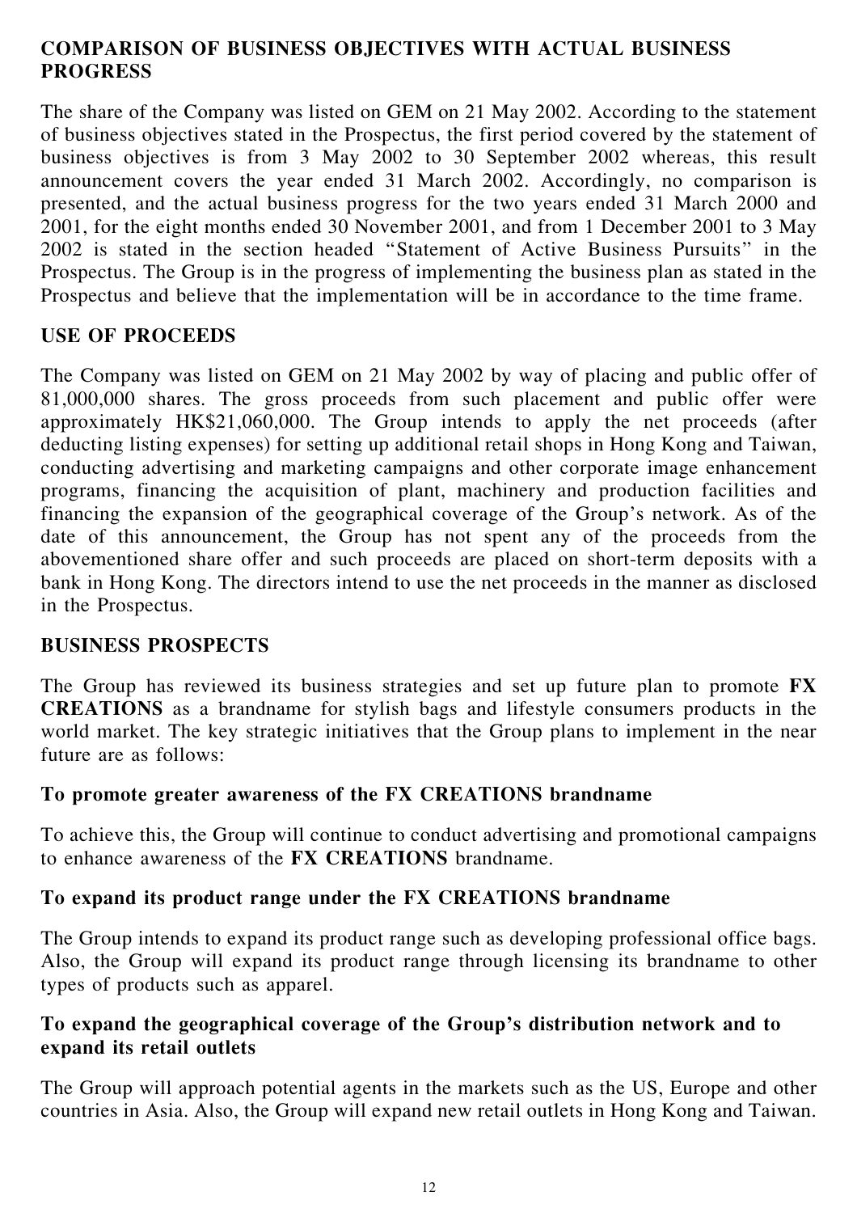## COMPARISON OF BUSINESS OBJECTIVES WITH ACTUAL BUSINESS PROGRESS

The share of the Company was listed on GEM on 21 May 2002. According to the statement of business objectives stated in the Prospectus, the first period covered by the statement of business objectives is from 3 May 2002 to 30 September 2002 whereas, this result announcement covers the year ended 31 March 2002. Accordingly, no comparison is presented, and the actual business progress for the two years ended 31 March 2000 and 2001, for the eight months ended 30 November 2001, and from 1 December 2001 to 3 May 2002 is stated in the section headed "Statement of Active Business Pursuits" in the Prospectus. The Group is in the progress of implementing the business plan as stated in the Prospectus and believe that the implementation will be in accordance to the time frame.

## USE OF PROCEEDS

The Company was listed on GEM on 21 May 2002 by way of placing and public offer of 81,000,000 shares. The gross proceeds from such placement and public offer were approximately HK$21,060,000. The Group intends to apply the net proceeds (after deducting listing expenses) for setting up additional retail shops in Hong Kong and Taiwan, conducting advertising and marketing campaigns and other corporate image enhancement programs, financing the acquisition of plant, machinery and production facilities and financing the expansion of the geographical coverage of the Group's network. As of the date of this announcement, the Group has not spent any of the proceeds from the abovementioned share offer and such proceeds are placed on short-term deposits with a bank in Hong Kong. The directors intend to use the net proceeds in the manner as disclosed in the Prospectus.

## BUSINESS PROSPECTS

The Group has reviewed its business strategies and set up future plan to promote **FX CREATIONS** as a brandname for stylish bags and lifestyle consumers products in the world market. The key strategic initiatives that the Group plans to implement in the near future are as follows:

### To promote greater awareness of the FX CREATIONS brandname

To achieve this, the Group will continue to conduct advertising and promotional campaigns to enhance awareness of the **FX CREATIONS** brandname.

### To expand its product range under the FX CREATIONS brandname

The Group intends to expand its product range such as developing professional office bags. Also, the Group will expand its product range through licensing its brandname to other types of products such as apparel.

### To expand the geographical coverage of the Group's distribution network and to expand its retail outlets

The Group will approach potential agents in the markets such as the US, Europe and other countries in Asia. Also, the Group will expand new retail outlets in Hong Kong and Taiwan.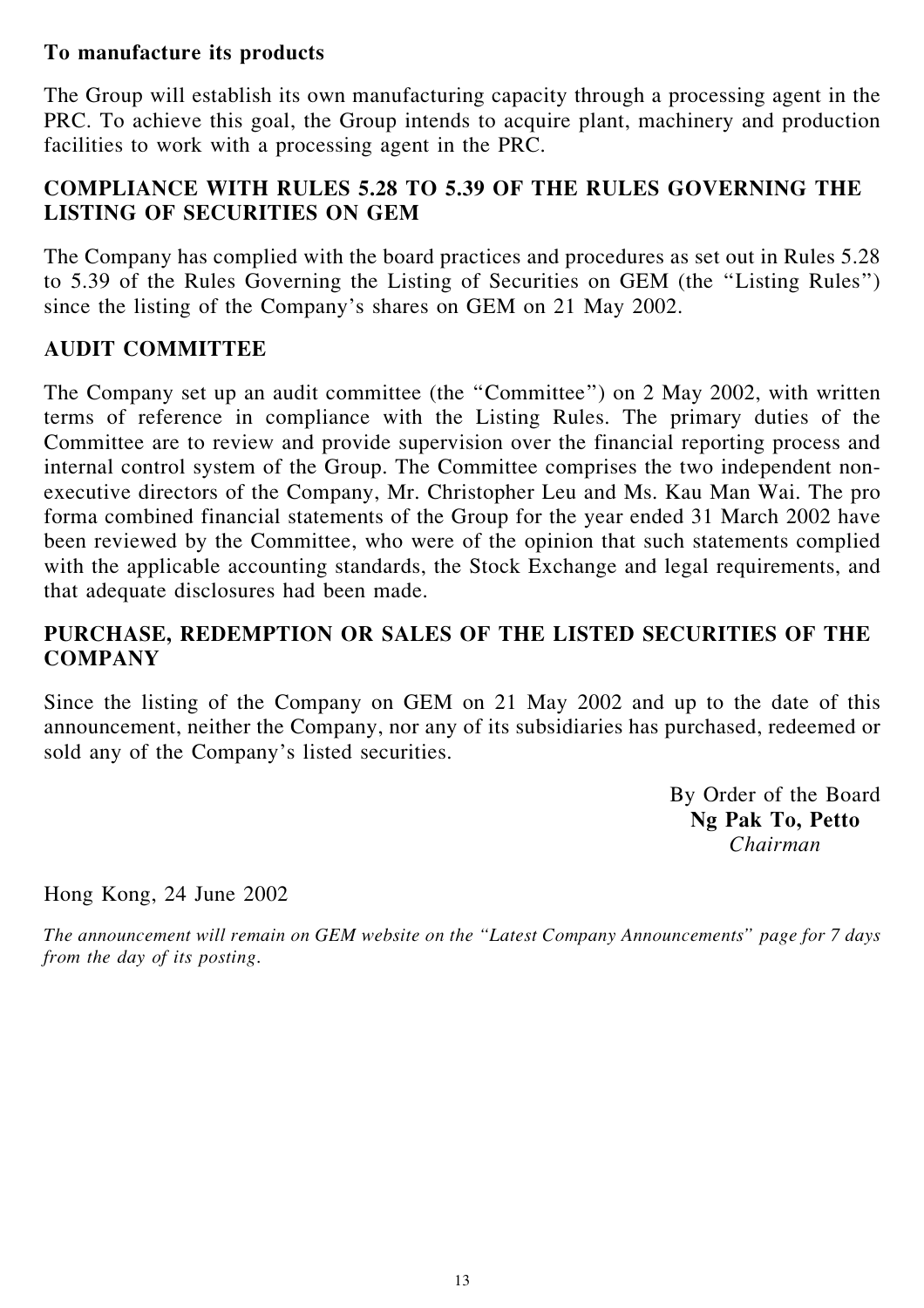**To manufacture its products**

The Group will establish its own manufacturing capacity through a processing agent in the PRC. To achieve this goal, the Group intends to acquire plant, machinery and production facilities to work with a processing agent in the PRC.

## COMPLIANCE WITH RULES 5.28 TO 5.39 OF THE RULES GOVERNING THE LISTING OF SECURITIES ON GEM

The Company has complied with the board practices and procedures as set out in Rules 5.28 to 5.39 of the Rules Governing the Listing of Securities on GEM (the "Listing Rules") since the listing of the Company's shares on GEM on 21 May 2002.

## AUDIT COMMITTEE

The Company set up an audit committee (the "Committee") on 2 May 2002, with written terms of reference in compliance with the Listing Rules. The primary duties of the Committee are to review and provide supervision over the financial reporting process and internal control system of the Group. The Committee comprises the two independent non-executive directors of the Company, Mr. Christopher Leu and Ms. Kau Man Wai. The pro forma combined financial statements of the Group for the year ended 31 March 2002 have been reviewed by the Committee, who were of the opinion that such statements complied with the applicable accounting standards, the Stock Exchange and legal requirements, and that adequate disclosures had been made.

## PURCHASE, REDEMPTION OR SALES OF THE LISTED SECURITIES OF THE COMPANY

Since the listing of the Company on GEM on 21 May 2002 and up to the date of this announcement, neither the Company, nor any of its subsidiaries has purchased, redeemed or sold any of the Company's listed securities.

By Order of the Board
**Ng Pak To, Petto**
*Chairman*

Hong Kong, 24 June 2002

*The announcement will remain on GEM website on the "Latest Company Announcements" page for 7 days from the day of its posting.*